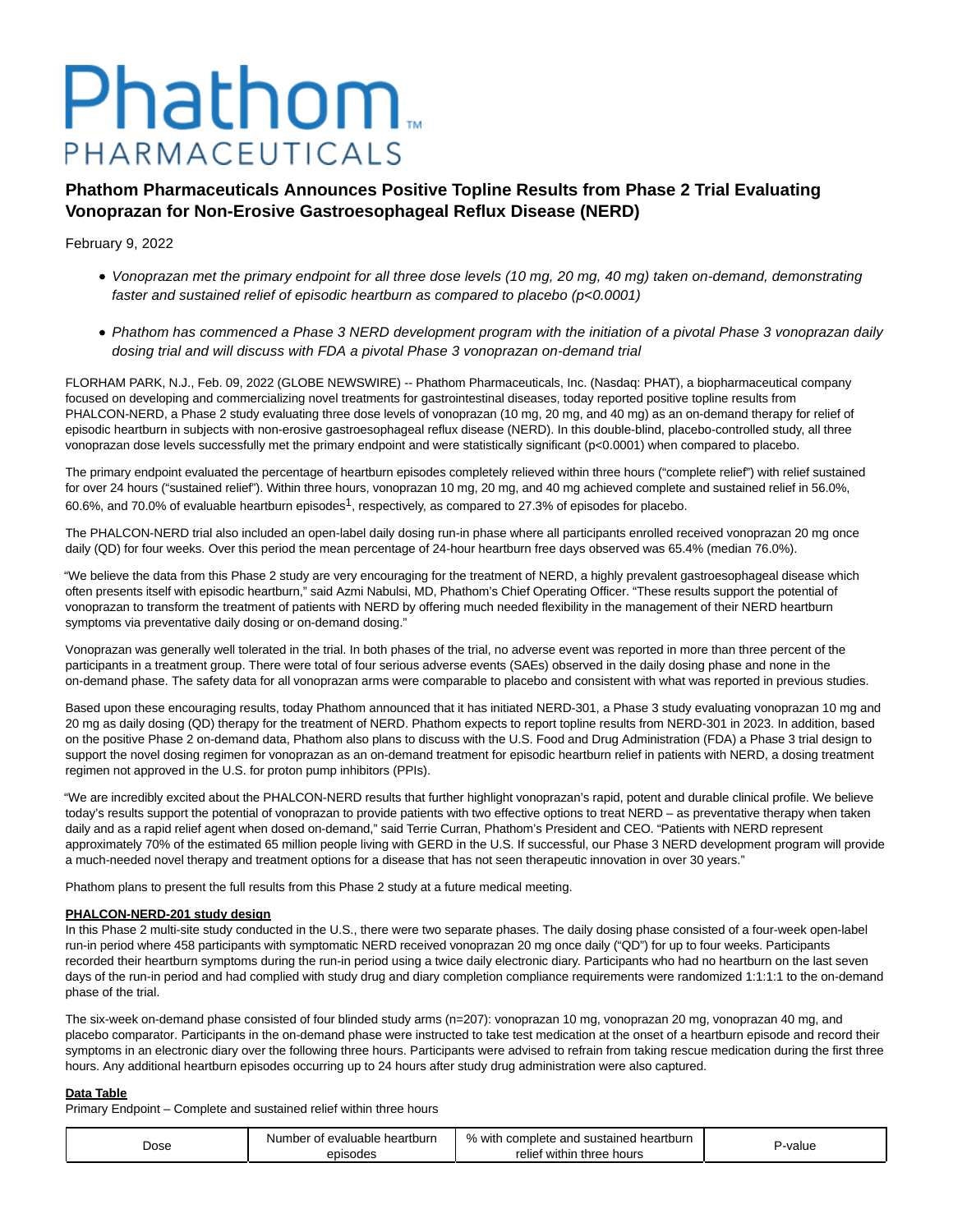# Phathom PHARMACEUTICALS

## Phathom Pharmaceuticals Announces Positive Topline Results from Phase 2 Trial Evaluating Vonoprazan for Non-Erosive Gastroesophageal Reflux Disease (NERD)

February 9, 2022

- *Vonoprazan met the primary endpoint for all three dose levels (10 mg, 20 mg, 40 mg) taken on-demand, demonstrating faster and sustained relief of episodic heartburn as compared to placebo (p<0.0001)*
- *Phathom has commenced a Phase 3 NERD development program with the initiation of a pivotal Phase 3 vonoprazan daily dosing trial and will discuss with FDA a pivotal Phase 3 vonoprazan on-demand trial*

FLORHAM PARK, N.J., Feb. 09, 2022 (GLOBE NEWSWIRE) -- Phathom Pharmaceuticals, Inc. (Nasdaq: PHAT), a biopharmaceutical company focused on developing and commercializing novel treatments for gastrointestinal diseases, today reported positive topline results from PHALCON-NERD, a Phase 2 study evaluating three dose levels of vonoprazan (10 mg, 20 mg, and 40 mg) as an on-demand therapy for relief of episodic heartburn in subjects with non-erosive gastroesophageal reflux disease (NERD). In this double-blind, placebo-controlled study, all three vonoprazan dose levels successfully met the primary endpoint and were statistically significant (p<0.0001) when compared to placebo.

The primary endpoint evaluated the percentage of heartburn episodes completely relieved within three hours ("complete relief") with relief sustained for over 24 hours ("sustained relief"). Within three hours, vonoprazan 10 mg, 20 mg, and 40 mg achieved complete and sustained relief in 56.0%, 60.6%, and 70.0% of evaluable heartburn episodes[1], respectively, as compared to 27.3% of episodes for placebo.

The PHALCON-NERD trial also included an open-label daily dosing run-in phase where all participants enrolled received vonoprazan 20 mg once daily (QD) for four weeks. Over this period the mean percentage of 24-hour heartburn free days observed was 65.4% (median 76.0%).

"We believe the data from this Phase 2 study are very encouraging for the treatment of NERD, a highly prevalent gastroesophageal disease which often presents itself with episodic heartburn," said Azmi Nabulsi, MD, Phathom's Chief Operating Officer. "These results support the potential of vonoprazan to transform the treatment of patients with NERD by offering much needed flexibility in the management of their NERD heartburn symptoms via preventative daily dosing or on-demand dosing."

Vonoprazan was generally well tolerated in the trial. In both phases of the trial, no adverse event was reported in more than three percent of the participants in a treatment group. There were total of four serious adverse events (SAEs) observed in the daily dosing phase and none in the on-demand phase. The safety data for all vonoprazan arms were comparable to placebo and consistent with what was reported in previous studies.

Based upon these encouraging results, today Phathom announced that it has initiated NERD-301, a Phase 3 study evaluating vonoprazan 10 mg and 20 mg as daily dosing (QD) therapy for the treatment of NERD. Phathom expects to report topline results from NERD-301 in 2023. In addition, based on the positive Phase 2 on-demand data, Phathom also plans to discuss with the U.S. Food and Drug Administration (FDA) a Phase 3 trial design to support the novel dosing regimen for vonoprazan as an on-demand treatment for episodic heartburn relief in patients with NERD, a dosing treatment regimen not approved in the U.S. for proton pump inhibitors (PPIs).

"We are incredibly excited about the PHALCON-NERD results that further highlight vonoprazan's rapid, potent and durable clinical profile. We believe today's results support the potential of vonoprazan to provide patients with two effective options to treat NERD – as preventative therapy when taken daily and as a rapid relief agent when dosed on-demand," said Terrie Curran, Phathom's President and CEO. "Patients with NERD represent approximately 70% of the estimated 65 million people living with GERD in the U.S. If successful, our Phase 3 NERD development program will provide a much-needed novel therapy and treatment options for a disease that has not seen therapeutic innovation in over 30 years."

Phathom plans to present the full results from this Phase 2 study at a future medical meeting.

**PHALCON-NERD-201 study design**

In this Phase 2 multi-site study conducted in the U.S., there were two separate phases. The daily dosing phase consisted of a four-week open-label run-in period where 458 participants with symptomatic NERD received vonoprazan 20 mg once daily ("QD") for up to four weeks. Participants recorded their heartburn symptoms during the run-in period using a twice daily electronic diary. Participants who had no heartburn on the last seven days of the run-in period and had complied with study drug and diary completion compliance requirements were randomized 1:1:1:1 to the on-demand phase of the trial.

The six-week on-demand phase consisted of four blinded study arms (n=207): vonoprazan 10 mg, vonoprazan 20 mg, vonoprazan 40 mg, and placebo comparator. Participants in the on-demand phase were instructed to take test medication at the onset of a heartburn episode and record their symptoms in an electronic diary over the following three hours. Participants were advised to refrain from taking rescue medication during the first three hours. Any additional heartburn episodes occurring up to 24 hours after study drug administration were also captured.

**Data Table**

Primary Endpoint – Complete and sustained relief within three hours

| Dose | Number of evaluable heartburn episodes | % with complete and sustained heartburn relief within three hours | P-value |
|---|---|---|---|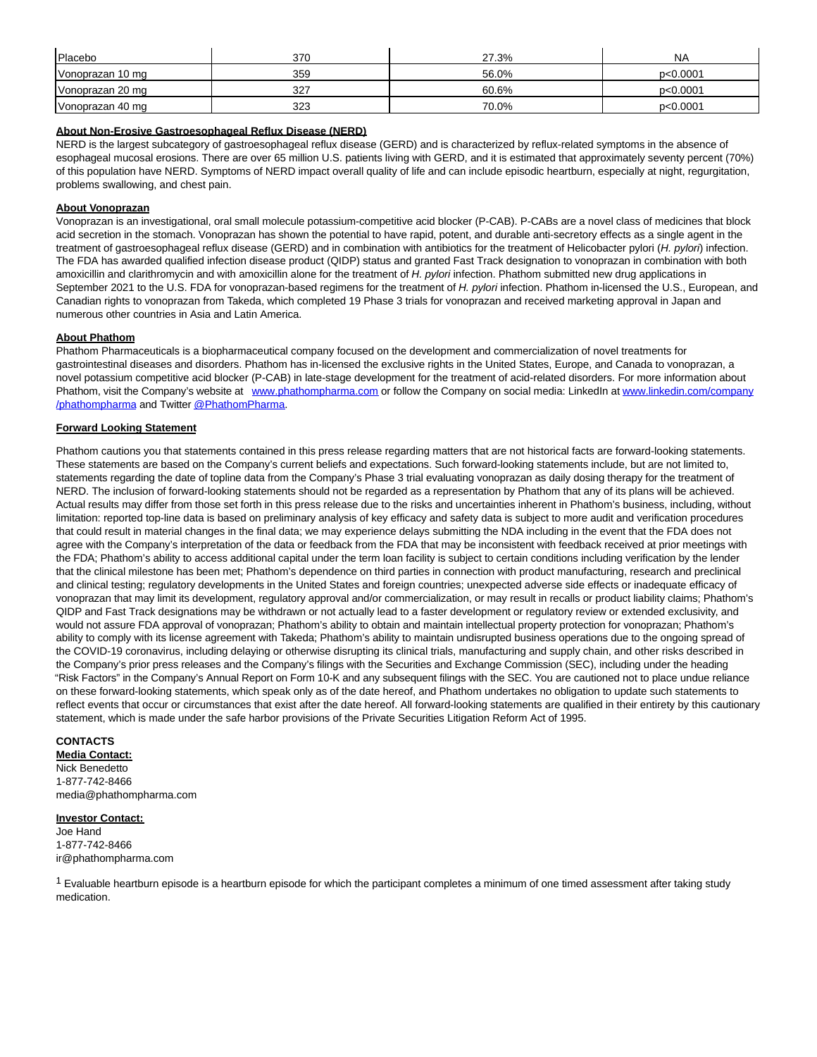| | | | |
|---|---|---|---|
| Placebo | 370 | 27.3% | NA |
| Vonoprazan 10 mg | 359 | 56.0% | p<0.0001 |
| Vonoprazan 20 mg | 327 | 60.6% | p<0.0001 |
| Vonoprazan 40 mg | 323 | 70.0% | p<0.0001 |

**About Non-Erosive Gastroesophageal Reflux Disease (NERD)**

NERD is the largest subcategory of gastroesophageal reflux disease (GERD) and is characterized by reflux-related symptoms in the absence of esophageal mucosal erosions. There are over 65 million U.S. patients living with GERD, and it is estimated that approximately seventy percent (70%) of this population have NERD. Symptoms of NERD impact overall quality of life and can include episodic heartburn, especially at night, regurgitation, problems swallowing, and chest pain.

**About Vonoprazan**

Vonoprazan is an investigational, oral small molecule potassium-competitive acid blocker (P-CAB). P-CABs are a novel class of medicines that block acid secretion in the stomach. Vonoprazan has shown the potential to have rapid, potent, and durable anti-secretory effects as a single agent in the treatment of gastroesophageal reflux disease (GERD) and in combination with antibiotics for the treatment of Helicobacter pylori (*H. pylori*) infection. The FDA has awarded qualified infection disease product (QIDP) status and granted Fast Track designation to vonoprazan in combination with both amoxicillin and clarithromycin and with amoxicillin alone for the treatment of *H. pylori* infection. Phathom submitted new drug applications in September 2021 to the U.S. FDA for vonoprazan-based regimens for the treatment of *H. pylori* infection. Phathom in-licensed the U.S., European, and Canadian rights to vonoprazan from Takeda, which completed 19 Phase 3 trials for vonoprazan and received marketing approval in Japan and numerous other countries in Asia and Latin America.

**About Phathom**

Phathom Pharmaceuticals is a biopharmaceutical company focused on the development and commercialization of novel treatments for gastrointestinal diseases and disorders. Phathom has in-licensed the exclusive rights in the United States, Europe, and Canada to vonoprazan, a novel potassium competitive acid blocker (P-CAB) in late-stage development for the treatment of acid-related disorders. For more information about Phathom, visit the Company's website at www.phathompharma.com or follow the Company on social media: LinkedIn at www.linkedin.com/company/phathompharma and Twitter @PhathomPharma.

**Forward Looking Statement**

Phathom cautions you that statements contained in this press release regarding matters that are not historical facts are forward-looking statements. These statements are based on the Company's current beliefs and expectations. Such forward-looking statements include, but are not limited to, statements regarding the date of topline data from the Company's Phase 3 trial evaluating vonoprazan as daily dosing therapy for the treatment of NERD. The inclusion of forward-looking statements should not be regarded as a representation by Phathom that any of its plans will be achieved. Actual results may differ from those set forth in this press release due to the risks and uncertainties inherent in Phathom's business, including, without limitation: reported top-line data is based on preliminary analysis of key efficacy and safety data is subject to more audit and verification procedures that could result in material changes in the final data; we may experience delays submitting the NDA including in the event that the FDA does not agree with the Company's interpretation of the data or feedback from the FDA that may be inconsistent with feedback received at prior meetings with the FDA; Phathom's ability to access additional capital under the term loan facility is subject to certain conditions including verification by the lender that the clinical milestone has been met; Phathom's dependence on third parties in connection with product manufacturing, research and preclinical and clinical testing; regulatory developments in the United States and foreign countries; unexpected adverse side effects or inadequate efficacy of vonoprazan that may limit its development, regulatory approval and/or commercialization, or may result in recalls or product liability claims; Phathom's QIDP and Fast Track designations may be withdrawn or not actually lead to a faster development or regulatory review or extended exclusivity, and would not assure FDA approval of vonoprazan; Phathom's ability to obtain and maintain intellectual property protection for vonoprazan; Phathom's ability to comply with its license agreement with Takeda; Phathom's ability to maintain undisrupted business operations due to the ongoing spread of the COVID-19 coronavirus, including delaying or otherwise disrupting its clinical trials, manufacturing and supply chain, and other risks described in the Company's prior press releases and the Company's filings with the Securities and Exchange Commission (SEC), including under the heading "Risk Factors" in the Company's Annual Report on Form 10-K and any subsequent filings with the SEC. You are cautioned not to place undue reliance on these forward-looking statements, which speak only as of the date hereof, and Phathom undertakes no obligation to update such statements to reflect events that occur or circumstances that exist after the date hereof. All forward-looking statements are qualified in their entirety by this cautionary statement, which is made under the safe harbor provisions of the Private Securities Litigation Reform Act of 1995.

**CONTACTS**

**Media Contact:**
Nick Benedetto
1-877-742-8466
media@phathompharma.com

**Investor Contact:**
Joe Hand
1-877-742-8466
ir@phathompharma.com

[1] Evaluable heartburn episode is a heartburn episode for which the participant completes a minimum of one timed assessment after taking study medication.